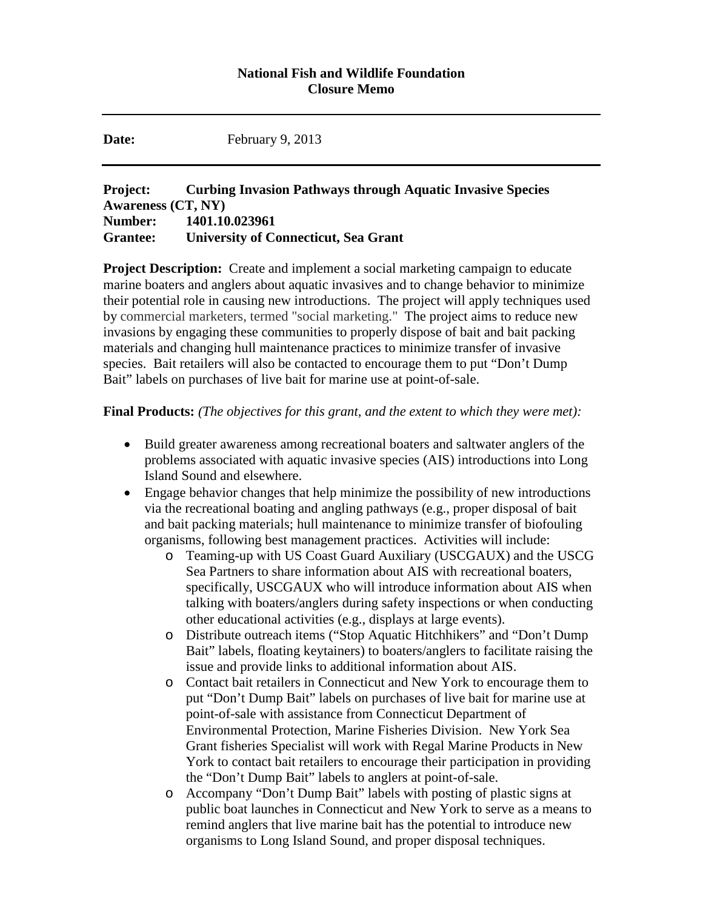**National Fish and Wildlife Foundation**
**Closure Memo**

---

**Date:** February 9, 2013

---

**Project: Curbing Invasion Pathways through Aquatic Invasive Species Awareness (CT, NY)**
**Number: 1401.10.023961**
**Grantee: University of Connecticut, Sea Grant**

**Project Description:** Create and implement a social marketing campaign to educate marine boaters and anglers about aquatic invasives and to change behavior to minimize their potential role in causing new introductions. The project will apply techniques used by commercial marketers, termed "social marketing." The project aims to reduce new invasions by engaging these communities to properly dispose of bait and bait packing materials and changing hull maintenance practices to minimize transfer of invasive species. Bait retailers will also be contacted to encourage them to put "Don't Dump Bait" labels on purchases of live bait for marine use at point-of-sale.

**Final Products:** *(The objectives for this grant, and the extent to which they were met):*

- Build greater awareness among recreational boaters and saltwater anglers of the problems associated with aquatic invasive species (AIS) introductions into Long Island Sound and elsewhere.
- Engage behavior changes that help minimize the possibility of new introductions via the recreational boating and angling pathways (e.g., proper disposal of bait and bait packing materials; hull maintenance to minimize transfer of biofouling organisms, following best management practices. Activities will include:
  - Teaming-up with US Coast Guard Auxiliary (USCGAUX) and the USCG Sea Partners to share information about AIS with recreational boaters, specifically, USCGAUX who will introduce information about AIS when talking with boaters/anglers during safety inspections or when conducting other educational activities (e.g., displays at large events).
  - Distribute outreach items ("Stop Aquatic Hitchhikers" and "Don't Dump Bait" labels, floating keytainers) to boaters/anglers to facilitate raising the issue and provide links to additional information about AIS.
  - Contact bait retailers in Connecticut and New York to encourage them to put "Don't Dump Bait" labels on purchases of live bait for marine use at point-of-sale with assistance from Connecticut Department of Environmental Protection, Marine Fisheries Division. New York Sea Grant fisheries Specialist will work with Regal Marine Products in New York to contact bait retailers to encourage their participation in providing the "Don't Dump Bait" labels to anglers at point-of-sale.
  - Accompany "Don't Dump Bait" labels with posting of plastic signs at public boat launches in Connecticut and New York to serve as a means to remind anglers that live marine bait has the potential to introduce new organisms to Long Island Sound, and proper disposal techniques.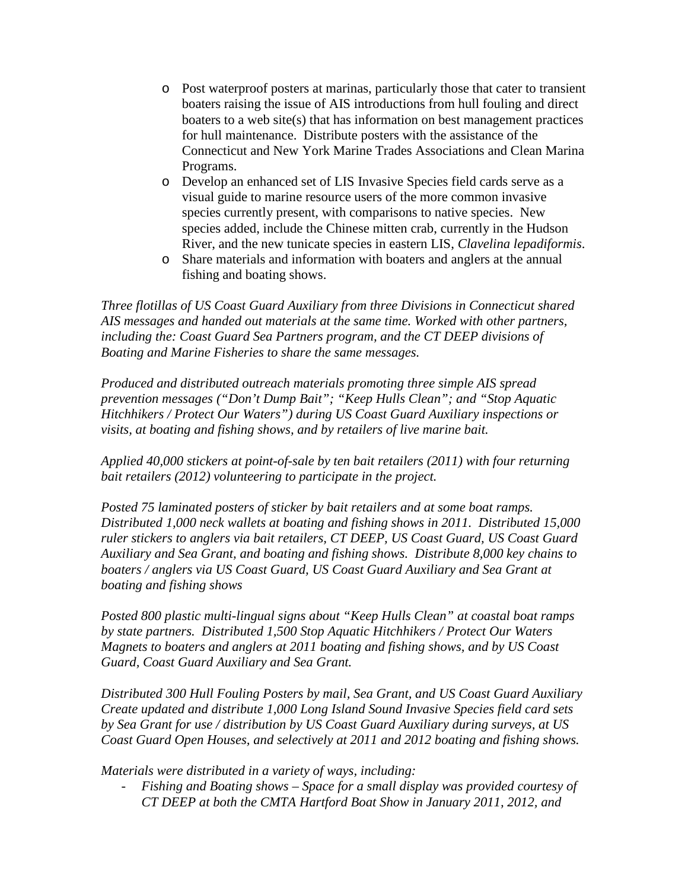- Post waterproof posters at marinas, particularly those that cater to transient boaters raising the issue of AIS introductions from hull fouling and direct boaters to a web site(s) that has information on best management practices for hull maintenance. Distribute posters with the assistance of the Connecticut and New York Marine Trades Associations and Clean Marina Programs.
- Develop an enhanced set of LIS Invasive Species field cards serve as a visual guide to marine resource users of the more common invasive species currently present, with comparisons to native species. New species added, include the Chinese mitten crab, currently in the Hudson River, and the new tunicate species in eastern LIS, *Clavelina lepadiformis*.
- Share materials and information with boaters and anglers at the annual fishing and boating shows.

*Three flotillas of US Coast Guard Auxiliary from three Divisions in Connecticut shared AIS messages and handed out materials at the same time. Worked with other partners, including the: Coast Guard Sea Partners program, and the CT DEEP divisions of Boating and Marine Fisheries to share the same messages.*

*Produced and distributed outreach materials promoting three simple AIS spread prevention messages ("Don't Dump Bait"; "Keep Hulls Clean"; and "Stop Aquatic Hitchhikers / Protect Our Waters") during US Coast Guard Auxiliary inspections or visits, at boating and fishing shows, and by retailers of live marine bait.*

*Applied 40,000 stickers at point-of-sale by ten bait retailers (2011) with four returning bait retailers (2012) volunteering to participate in the project.*

*Posted 75 laminated posters of sticker by bait retailers and at some boat ramps. Distributed 1,000 neck wallets at boating and fishing shows in 2011. Distributed 15,000 ruler stickers to anglers via bait retailers, CT DEEP, US Coast Guard, US Coast Guard Auxiliary and Sea Grant, and boating and fishing shows. Distribute 8,000 key chains to boaters / anglers via US Coast Guard, US Coast Guard Auxiliary and Sea Grant at boating and fishing shows*

*Posted 800 plastic multi-lingual signs about "Keep Hulls Clean" at coastal boat ramps by state partners. Distributed 1,500 Stop Aquatic Hitchhikers / Protect Our Waters Magnets to boaters and anglers at 2011 boating and fishing shows, and by US Coast Guard, Coast Guard Auxiliary and Sea Grant.*

*Distributed 300 Hull Fouling Posters by mail, Sea Grant, and US Coast Guard Auxiliary Create updated and distribute 1,000 Long Island Sound Invasive Species field card sets by Sea Grant for use / distribution by US Coast Guard Auxiliary during surveys, at US Coast Guard Open Houses, and selectively at 2011 and 2012 boating and fishing shows.*

*Materials were distributed in a variety of ways, including:*

- *Fishing and Boating shows – Space for a small display was provided courtesy of CT DEEP at both the CMTA Hartford Boat Show in January 2011, 2012, and*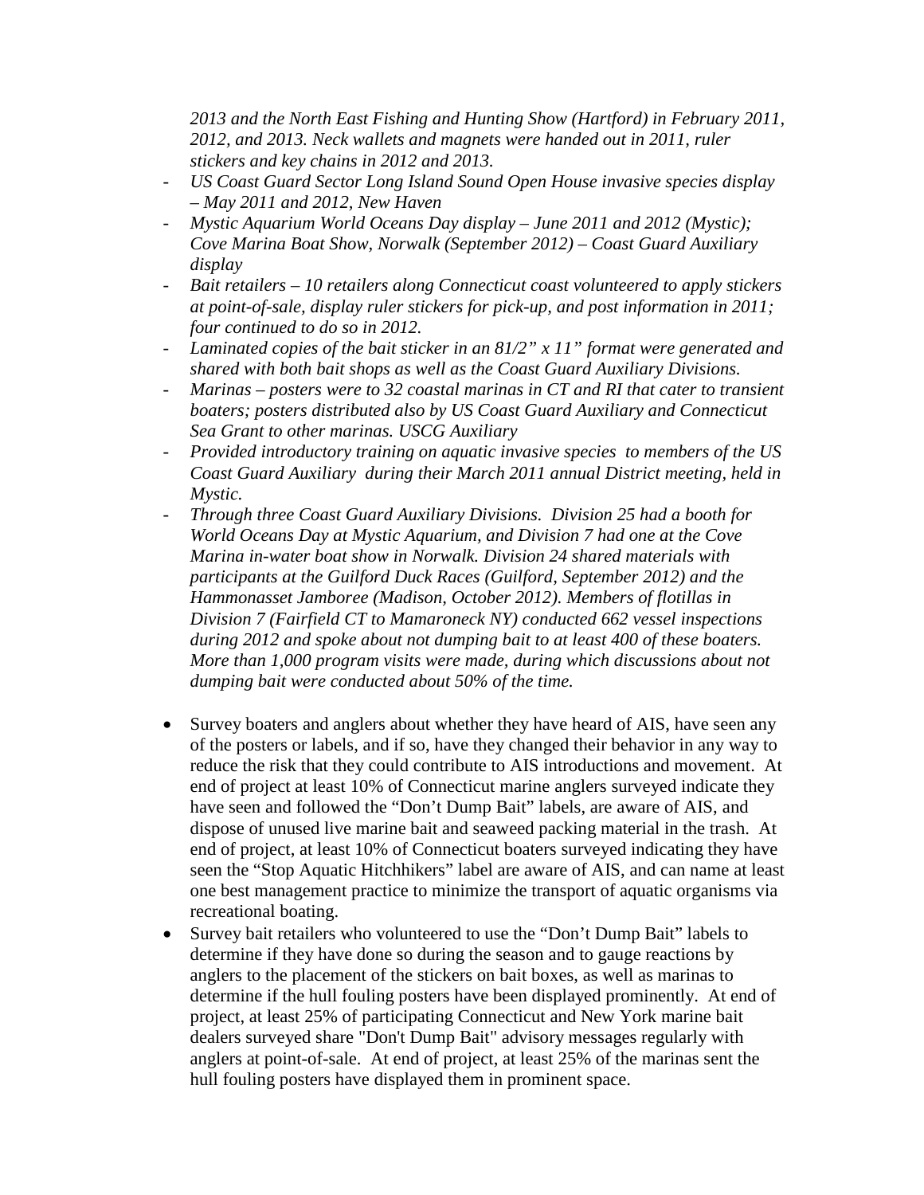*2013 and the North East Fishing and Hunting Show (Hartford) in February 2011, 2012, and 2013. Neck wallets and magnets were handed out in 2011, ruler stickers and key chains in 2012 and 2013.*

- *US Coast Guard Sector Long Island Sound Open House invasive species display – May 2011 and 2012, New Haven*
- *Mystic Aquarium World Oceans Day display – June 2011 and 2012 (Mystic); Cove Marina Boat Show, Norwalk (September 2012) – Coast Guard Auxiliary display*
- *Bait retailers – 10 retailers along Connecticut coast volunteered to apply stickers at point-of-sale, display ruler stickers for pick-up, and post information in 2011; four continued to do so in 2012.*
- *Laminated copies of the bait sticker in an 81/2" x 11" format were generated and shared with both bait shops as well as the Coast Guard Auxiliary Divisions.*
- *Marinas – posters were to 32 coastal marinas in CT and RI that cater to transient boaters; posters distributed also by US Coast Guard Auxiliary and Connecticut Sea Grant to other marinas. USCG Auxiliary*
- *Provided introductory training on aquatic invasive species to members of the US Coast Guard Auxiliary during their March 2011 annual District meeting, held in Mystic.*
- *Through three Coast Guard Auxiliary Divisions. Division 25 had a booth for World Oceans Day at Mystic Aquarium, and Division 7 had one at the Cove Marina in-water boat show in Norwalk. Division 24 shared materials with participants at the Guilford Duck Races (Guilford, September 2012) and the Hammonasset Jamboree (Madison, October 2012). Members of flotillas in Division 7 (Fairfield CT to Mamaroneck NY) conducted 662 vessel inspections during 2012 and spoke about not dumping bait to at least 400 of these boaters. More than 1,000 program visits were made, during which discussions about not dumping bait were conducted about 50% of the time.*

- Survey boaters and anglers about whether they have heard of AIS, have seen any of the posters or labels, and if so, have they changed their behavior in any way to reduce the risk that they could contribute to AIS introductions and movement. At end of project at least 10% of Connecticut marine anglers surveyed indicate they have seen and followed the "Don't Dump Bait" labels, are aware of AIS, and dispose of unused live marine bait and seaweed packing material in the trash. At end of project, at least 10% of Connecticut boaters surveyed indicating they have seen the "Stop Aquatic Hitchhikers" label are aware of AIS, and can name at least one best management practice to minimize the transport of aquatic organisms via recreational boating.
- Survey bait retailers who volunteered to use the "Don't Dump Bait" labels to determine if they have done so during the season and to gauge reactions by anglers to the placement of the stickers on bait boxes, as well as marinas to determine if the hull fouling posters have been displayed prominently. At end of project, at least 25% of participating Connecticut and New York marine bait dealers surveyed share "Don't Dump Bait" advisory messages regularly with anglers at point-of-sale. At end of project, at least 25% of the marinas sent the hull fouling posters have displayed them in prominent space.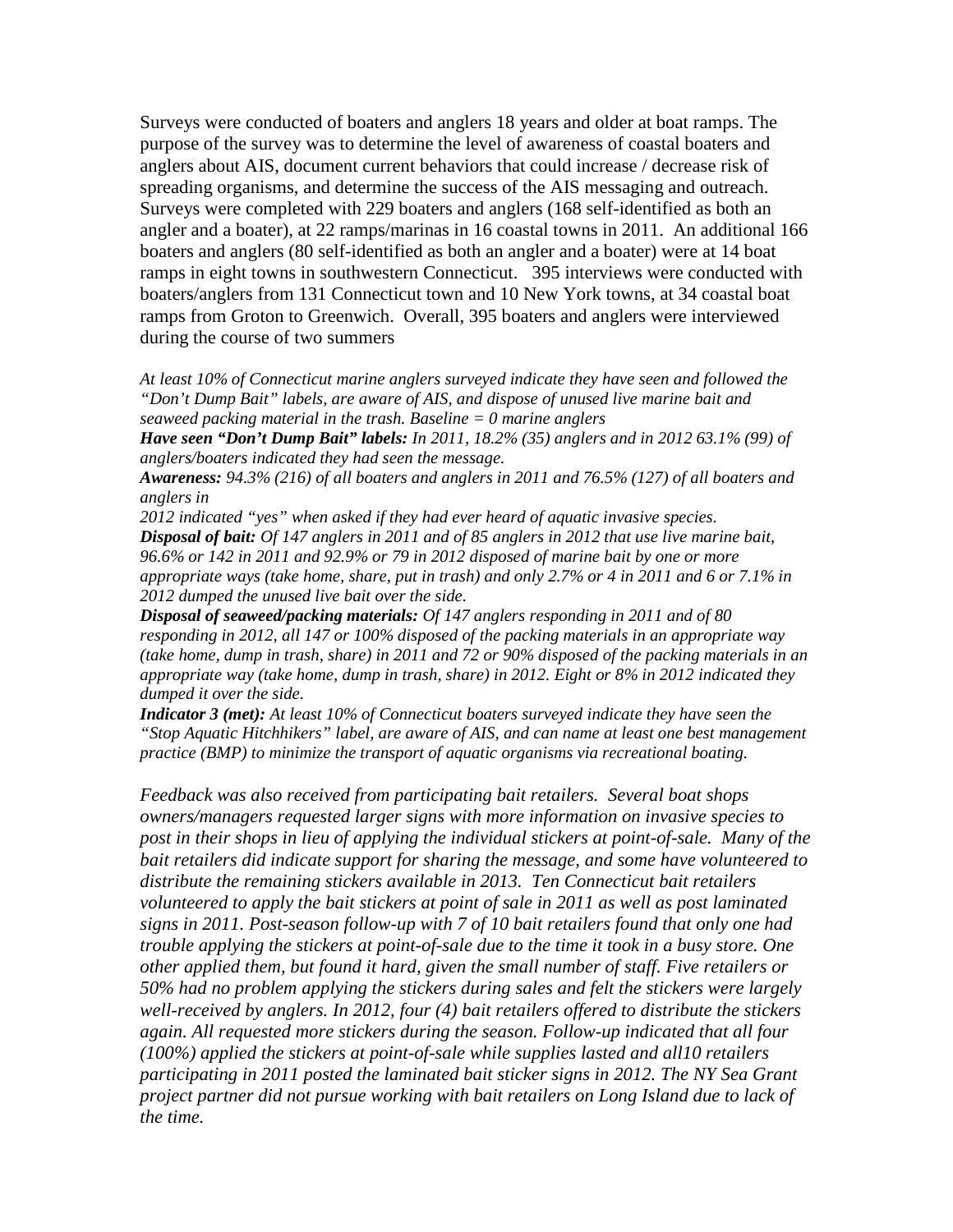Surveys were conducted of boaters and anglers 18 years and older at boat ramps. The purpose of the survey was to determine the level of awareness of coastal boaters and anglers about AIS, document current behaviors that could increase / decrease risk of spreading organisms, and determine the success of the AIS messaging and outreach. Surveys were completed with 229 boaters and anglers (168 self-identified as both an angler and a boater), at 22 ramps/marinas in 16 coastal towns in 2011. An additional 166 boaters and anglers (80 self-identified as both an angler and a boater) were at 14 boat ramps in eight towns in southwestern Connecticut. 395 interviews were conducted with boaters/anglers from 131 Connecticut town and 10 New York towns, at 34 coastal boat ramps from Groton to Greenwich. Overall, 395 boaters and anglers were interviewed during the course of two summers

*At least 10% of Connecticut marine anglers surveyed indicate they have seen and followed the "Don't Dump Bait" labels, are aware of AIS, and dispose of unused live marine bait and seaweed packing material in the trash. Baseline = 0 marine anglers*

***Have seen "Don't Dump Bait" labels:*** *In 2011, 18.2% (35) anglers and in 2012 63.1% (99) of anglers/boaters indicated they had seen the message.*

***Awareness:*** *94.3% (216) of all boaters and anglers in 2011 and 76.5% (127) of all boaters and anglers in*

*2012 indicated "yes" when asked if they had ever heard of aquatic invasive species.*

***Disposal of bait:*** *Of 147 anglers in 2011 and of 85 anglers in 2012 that use live marine bait, 96.6% or 142 in 2011 and 92.9% or 79 in 2012 disposed of marine bait by one or more appropriate ways (take home, share, put in trash) and only 2.7% or 4 in 2011 and 6 or 7.1% in 2012 dumped the unused live bait over the side.*

***Disposal of seaweed/packing materials:*** *Of 147 anglers responding in 2011 and of 80 responding in 2012, all 147 or 100% disposed of the packing materials in an appropriate way (take home, dump in trash, share) in 2011 and 72 or 90% disposed of the packing materials in an appropriate way (take home, dump in trash, share) in 2012. Eight or 8% in 2012 indicated they dumped it over the side.*

***Indicator 3 (met):*** *At least 10% of Connecticut boaters surveyed indicate they have seen the "Stop Aquatic Hitchhikers" label, are aware of AIS, and can name at least one best management practice (BMP) to minimize the transport of aquatic organisms via recreational boating.*

*Feedback was also received from participating bait retailers. Several boat shops owners/managers requested larger signs with more information on invasive species to post in their shops in lieu of applying the individual stickers at point-of-sale. Many of the bait retailers did indicate support for sharing the message, and some have volunteered to distribute the remaining stickers available in 2013. Ten Connecticut bait retailers volunteered to apply the bait stickers at point of sale in 2011 as well as post laminated signs in 2011. Post-season follow-up with 7 of 10 bait retailers found that only one had trouble applying the stickers at point-of-sale due to the time it took in a busy store. One other applied them, but found it hard, given the small number of staff. Five retailers or 50% had no problem applying the stickers during sales and felt the stickers were largely well-received by anglers. In 2012, four (4) bait retailers offered to distribute the stickers again. All requested more stickers during the season. Follow-up indicated that all four (100%) applied the stickers at point-of-sale while supplies lasted and all10 retailers participating in 2011 posted the laminated bait sticker signs in 2012. The NY Sea Grant project partner did not pursue working with bait retailers on Long Island due to lack of the time.*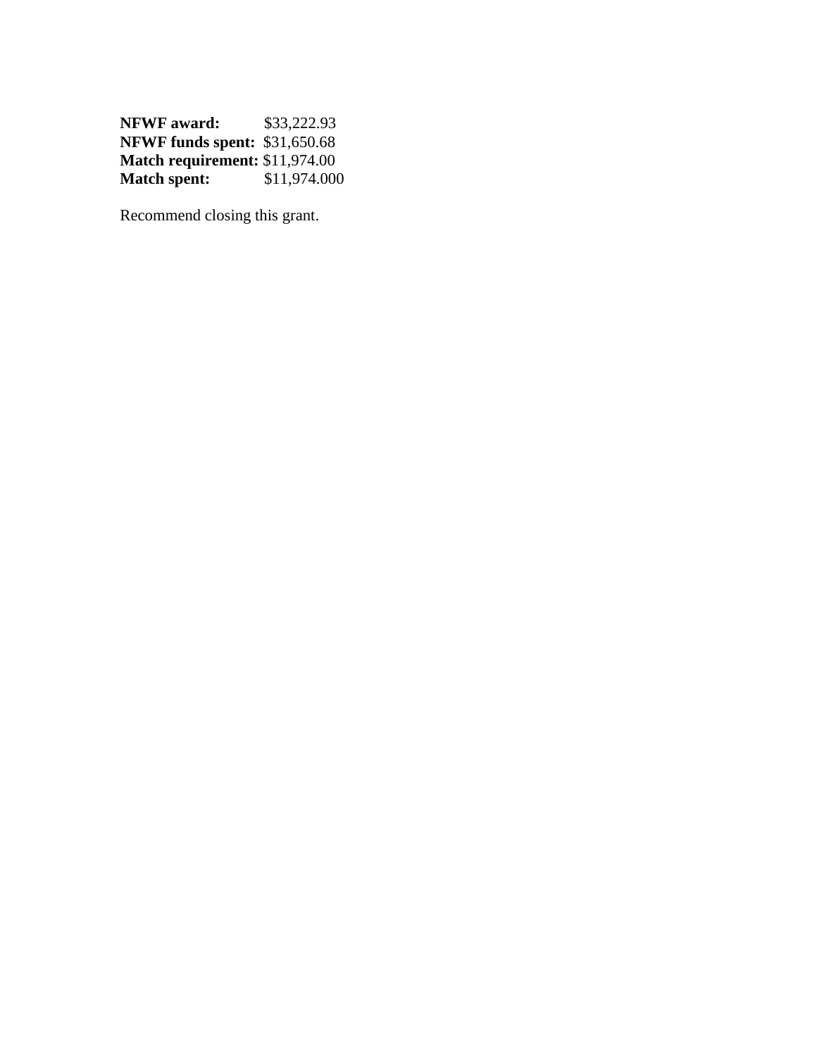**NFWF award:** $33,222.93
**NFWF funds spent:** $31,650.68
**Match requirement:** $11,974.00
**Match spent:** $11,974.000

Recommend closing this grant.